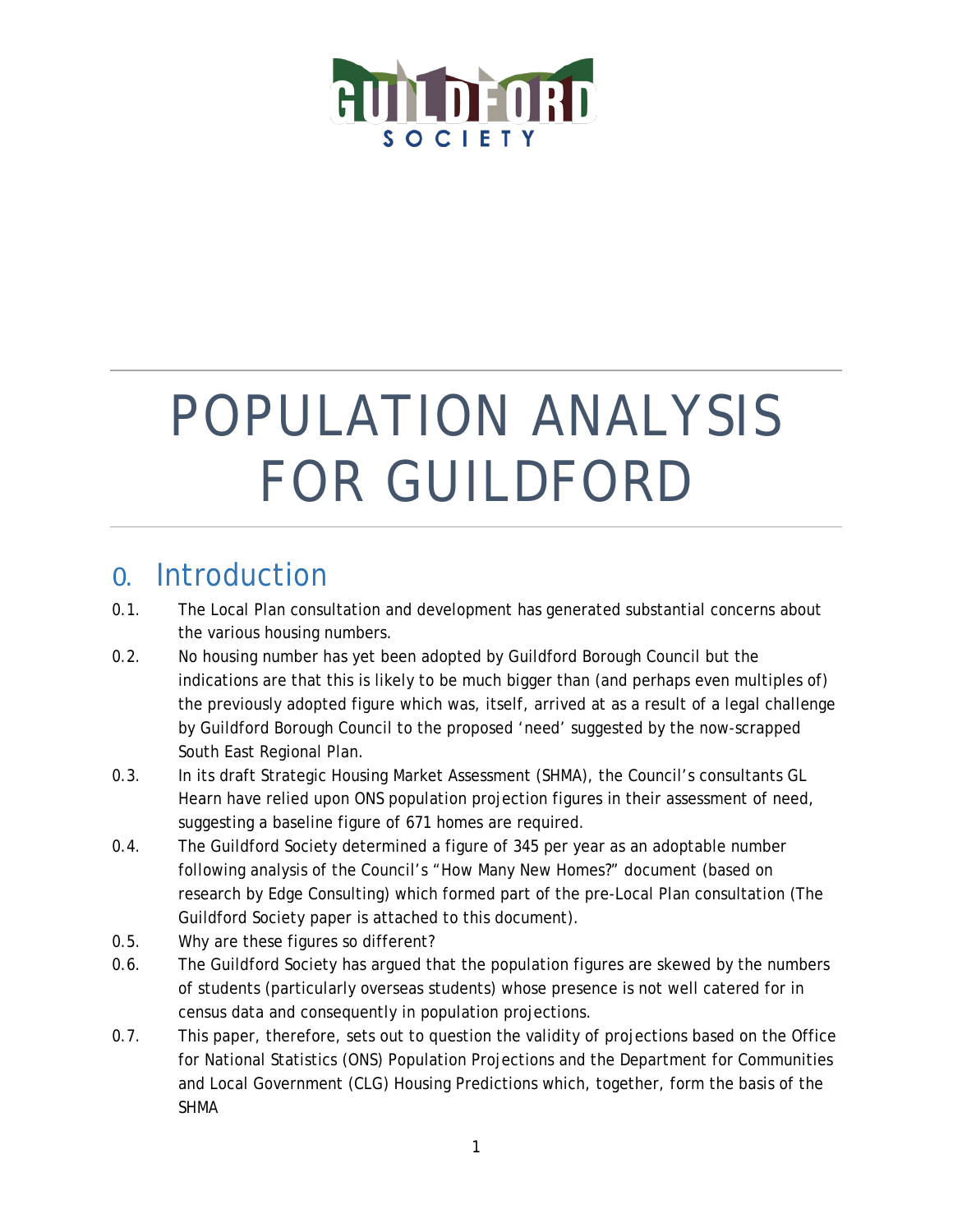GUILDFORD SOCIETY

# POPULATION ANALYSIS FOR GUILDFORD

## 0. Introduction

0.1. The Local Plan consultation and development has generated substantial concerns about the various housing numbers.

0.2. No housing number has yet been adopted by Guildford Borough Council but the indications are that this is likely to be much bigger than (and perhaps even multiples of) the previously adopted figure which was, itself, arrived at as a result of a legal challenge by Guildford Borough Council to the proposed 'need' suggested by the now-scrapped South East Regional Plan.

0.3. In its draft Strategic Housing Market Assessment (SHMA), the Council's consultants GL Hearn have relied upon ONS population projection figures in their assessment of need, suggesting a baseline figure of 671 homes are required.

0.4. The Guildford Society determined a figure of 345 per year as an adoptable number following analysis of the Council's "How Many New Homes?" document (based on research by Edge Consulting) which formed part of the pre-Local Plan consultation (The Guildford Society paper is attached to this document).

0.5. Why are these figures so different?

0.6. The Guildford Society has argued that the population figures are skewed by the numbers of students (particularly overseas students) whose presence is not well catered for in census data and consequently in population projections.

0.7. This paper, therefore, sets out to question the validity of projections based on the Office for National Statistics (ONS) Population Projections and the Department for Communities and Local Government (CLG) Housing Predictions which, together, form the basis of the SHMA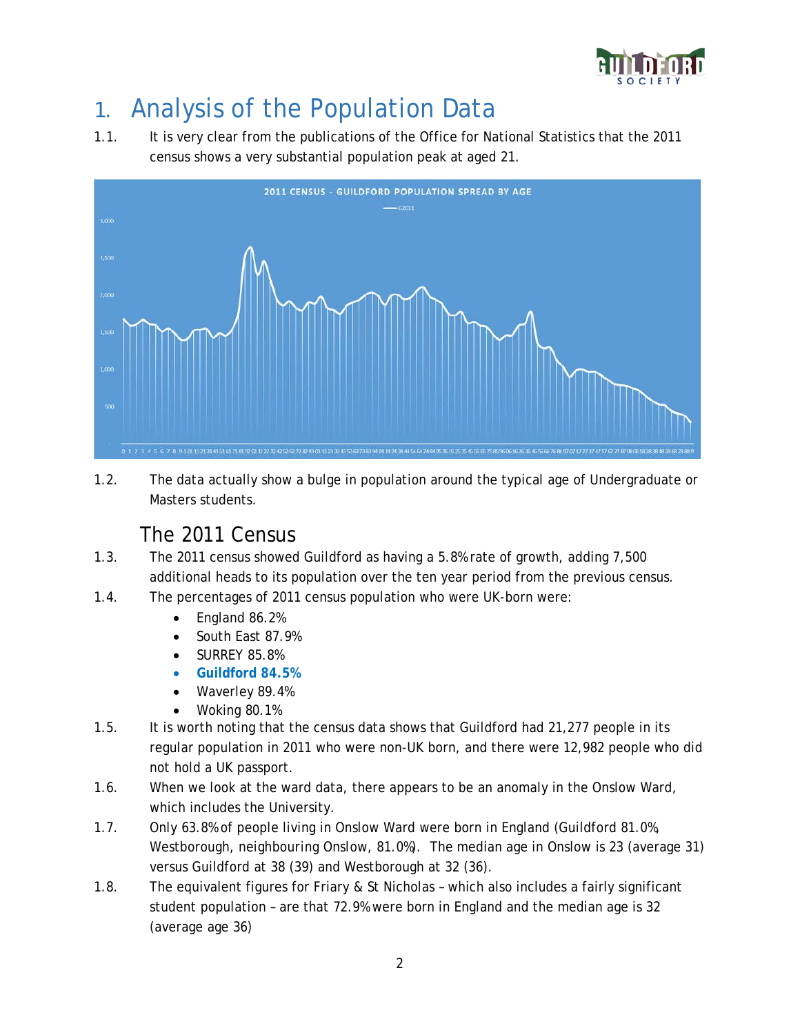# 1. Analysis of the Population Data

1.1. It is very clear from the publications of the Office for National Statistics that the 2011 census shows a very substantial population peak at aged 21.

1.2. The data actually show a bulge in population around the typical age of Undergraduate or Masters students.

## The 2011 Census

1.3. The 2011 census showed Guildford as having a 5.8% rate of growth, adding 7,500 additional heads to its population over the ten year period from the previous census.

1.4. The percentages of 2011 census population who were UK-born were:

- England 86.2%
- South East 87.9%
- SURREY 85.8%
- **Guildford 84.5%**
- Waverley 89.4%
- Woking 80.1%

1.5. It is worth noting that the census data shows that Guildford had 21,277 people in its regular population in 2011 who were non-UK born, and there were 12,982 people who did not hold a UK passport.

1.6. When we look at the ward data, there appears to be an anomaly in the Onslow Ward, which includes the University.

1.7. Only 63.8% of people living in Onslow Ward were born in England (Guildford 81.0%, Westborough, neighbouring Onslow, 81.0%). The median age in Onslow is 23 (average 31) versus Guildford at 38 (39) and Westborough at 32 (36).

1.8. The equivalent figures for Friary & St Nicholas – which also includes a fairly significant student population – are that 72.9% were born in England and the median age is 32 (average age 36)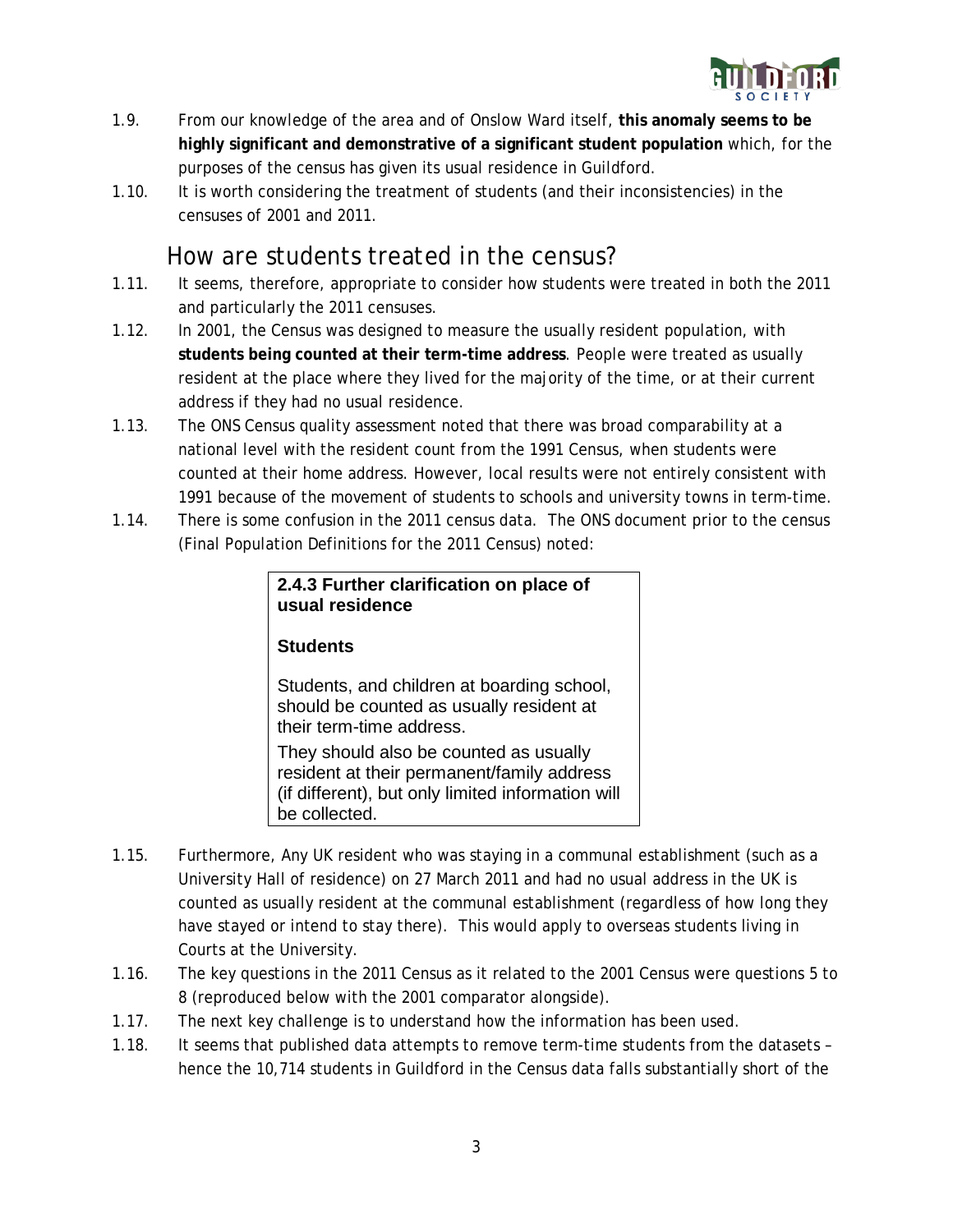1.9. From our knowledge of the area and of Onslow Ward itself, **this anomaly seems to be highly significant and demonstrative of a significant student population** which, for the purposes of the census has given its usual residence in Guildford.

1.10. It is worth considering the treatment of students (and their inconsistencies) in the censuses of 2001 and 2011.

## How are students treated in the census?

1.11. It seems, therefore, appropriate to consider how students were treated in both the 2011 and particularly the 2011 censuses.

1.12. In 2001, the Census was designed to measure the usually resident population, with **students being counted at their term-time address**. People were treated as usually resident at the place where they lived for the majority of the time, or at their current address if they had no usual residence.

1.13. The ONS Census quality assessment noted that there was broad comparability at a national level with the resident count from the 1991 Census, when students were counted at their home address. However, local results were not entirely consistent with 1991 because of the movement of students to schools and university towns in term-time.

1.14. There is some confusion in the 2011 census data. The ONS document prior to the census (Final Population Definitions for the 2011 Census) noted:

> **2.4.3 Further clarification on place of usual residence**
>
> **Students**
>
> Students, and children at boarding school, should be counted as usually resident at their term-time address.
>
> They should also be counted as usually resident at their permanent/family address (if different), but only limited information will be collected.

1.15. Furthermore, Any UK resident who was staying in a communal establishment (such as a University Hall of residence) on 27 March 2011 and had no usual address in the UK is counted as usually resident at the communal establishment (regardless of how long they have stayed or intend to stay there). This would apply to overseas students living in Courts at the University.

1.16. The key questions in the 2011 Census as it related to the 2001 Census were questions 5 to 8 (reproduced below with the 2001 comparator alongside).

1.17. The next key challenge is to understand how the information has been used.

1.18. It seems that published data attempts to remove term-time students from the datasets – hence the 10,714 students in Guildford in the Census data falls substantially short of the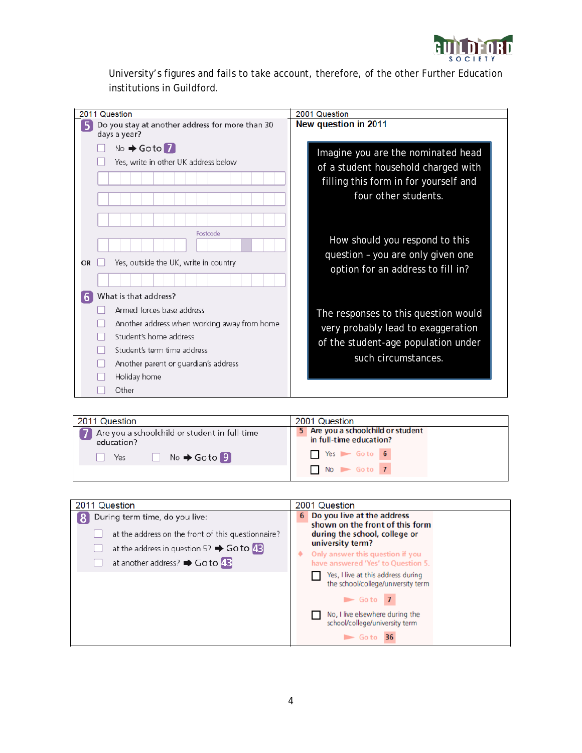University's figures and fails to take account, therefore, of the other Further Education institutions in Guildford.

| 2011 Question | 2001 Question |
|---|---|
| **5** Do you stay at another address for more than 30 days a year?<br>☐ No ➡ Go to **7**<br>☐ Yes, write in other UK address below<br>Postcode<br>OR ☐ Yes, outside the UK, write in country<br><br>**6** What is that address?<br>☐ Armed forces base address<br>☐ Another address when working away from home<br>☐ Student's home address<br>☐ Student's term time address<br>☐ Another parent or guardian's address<br>☐ Holiday home<br>☐ Other | **New question in 2011**<br><br>Imagine you are the nominated head of a student household charged with filling this form in for yourself and four other students.<br><br>How should you respond to this question – you are only given one option for an address to fill in?<br><br>The responses to this question would very probably lead to exaggeration of the student-age population under such circumstances. |

| 2011 Question | 2001 Question |
|---|---|
| **7** Are you a schoolchild or student in full-time education?<br>☐ Yes ☐ No ➡ Go to **9** | **5** Are you a schoolchild or student in full-time education?<br>☐ Yes ► Go to **6**<br>☐ No ► Go to **7** |

| 2011 Question | 2001 Question |
|---|---|
| **8** During term time, do you live:<br>☐ at the address on the front of this questionnaire?<br>☐ at the address in question 5? ➡ Go to **43**<br>☐ at another address? ➡ Go to **43** | **6** Do you live at the address shown on the front of this form during the school, college or university term?<br>♦ Only answer this question if you have answered 'Yes' to Question 5.<br>☐ Yes, I live at this address during the school/college/university term ► Go to **7**<br>☐ No, I live elsewhere during the school/college/university term ► Go to **36** |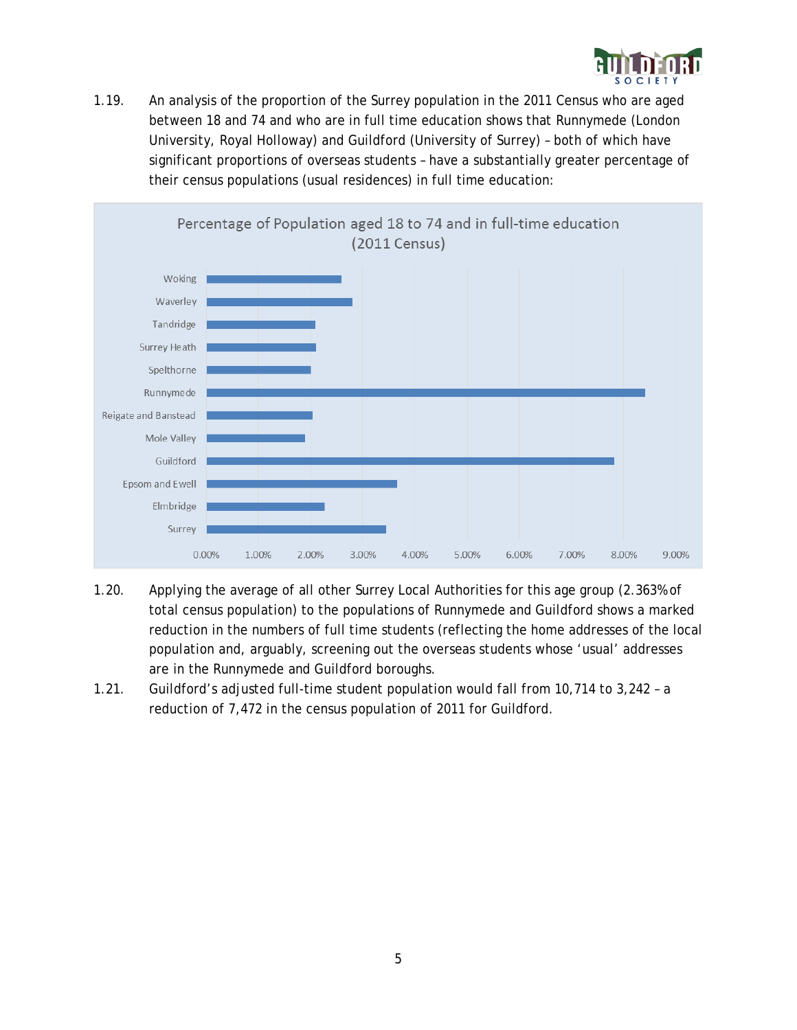1.19. An analysis of the proportion of the Surrey population in the 2011 Census who are aged between 18 and 74 and who are in full time education shows that Runnymede (London University, Royal Holloway) and Guildford (University of Surrey) – both of which have significant proportions of overseas students – have a substantially greater percentage of their census populations (usual residences) in full time education:

Percentage of Population aged 18 to 74 and in full-time education (2011 Census)

1.20. Applying the average of all other Surrey Local Authorities for this age group (2.363% of total census population) to the populations of Runnymede and Guildford shows a marked reduction in the numbers of full time students (reflecting the home addresses of the local population and, arguably, screening out the overseas students whose 'usual' addresses are in the Runnymede and Guildford boroughs.

1.21. Guildford's adjusted full-time student population would fall from 10,714 to 3,242 – a reduction of 7,472 in the census population of 2011 for Guildford.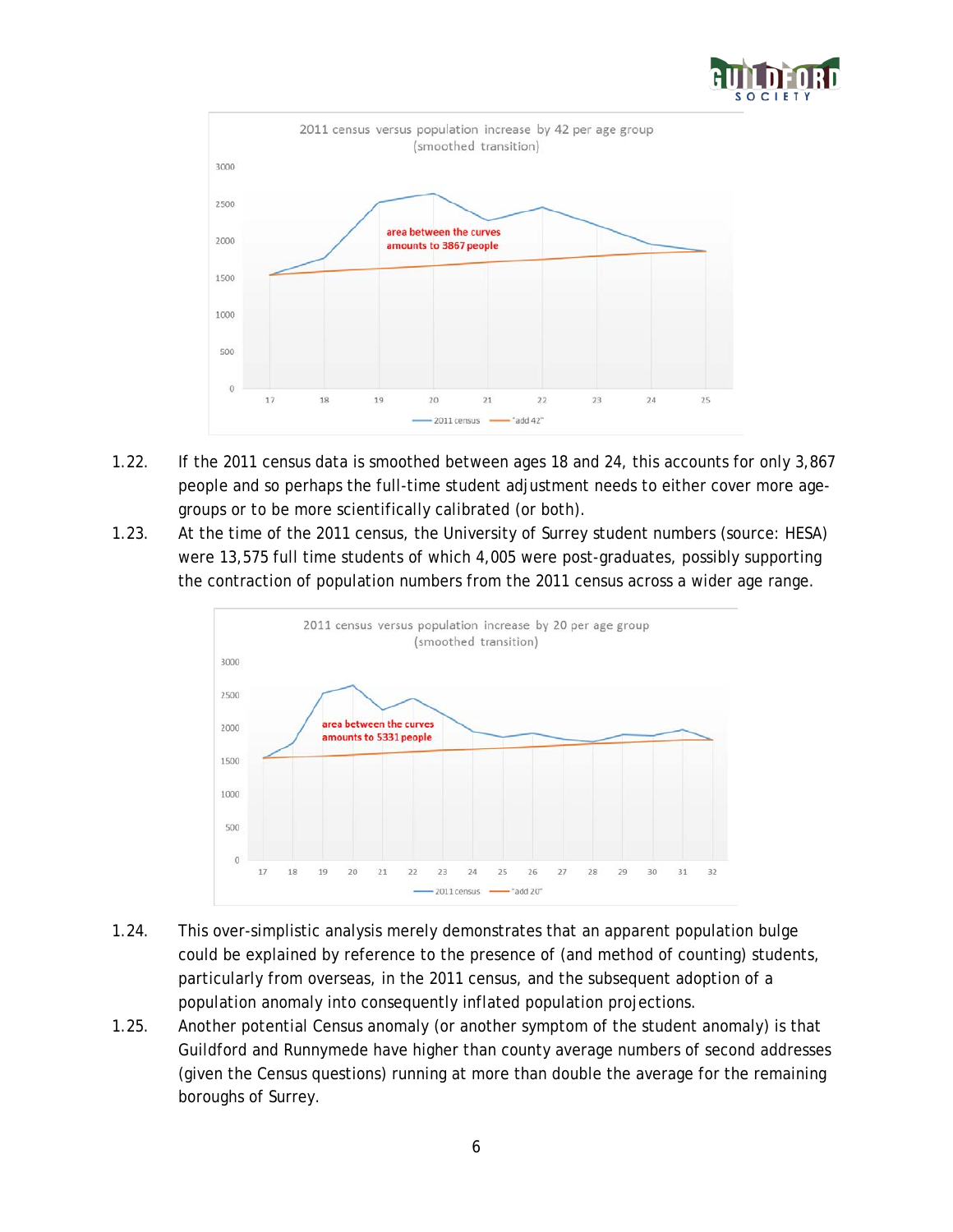2011 census versus population increase by 42 per age group (smoothed transition)

area between the curves amounts to 3867 people

1.22. If the 2011 census data is smoothed between ages 18 and 24, this accounts for only 3,867 people and so perhaps the full-time student adjustment needs to either cover more age-groups or to be more scientifically calibrated (or both).

1.23. At the time of the 2011 census, the University of Surrey student numbers (source: HESA) were 13,575 full time students of which 4,005 were post-graduates, possibly supporting the contraction of population numbers from the 2011 census across a wider age range.

2011 census versus population increase by 20 per age group (smoothed transition)

area between the curves amounts to 5331 people

1.24. This over-simplistic analysis merely demonstrates that an apparent population bulge could be explained by reference to the presence of (and method of counting) students, particularly from overseas, in the 2011 census, and the subsequent adoption of a population anomaly into consequently inflated population projections.

1.25. Another potential Census anomaly (or another symptom of the student anomaly) is that Guildford and Runnymede have higher than county average numbers of second addresses (given the Census questions) running at more than double the average for the remaining boroughs of Surrey.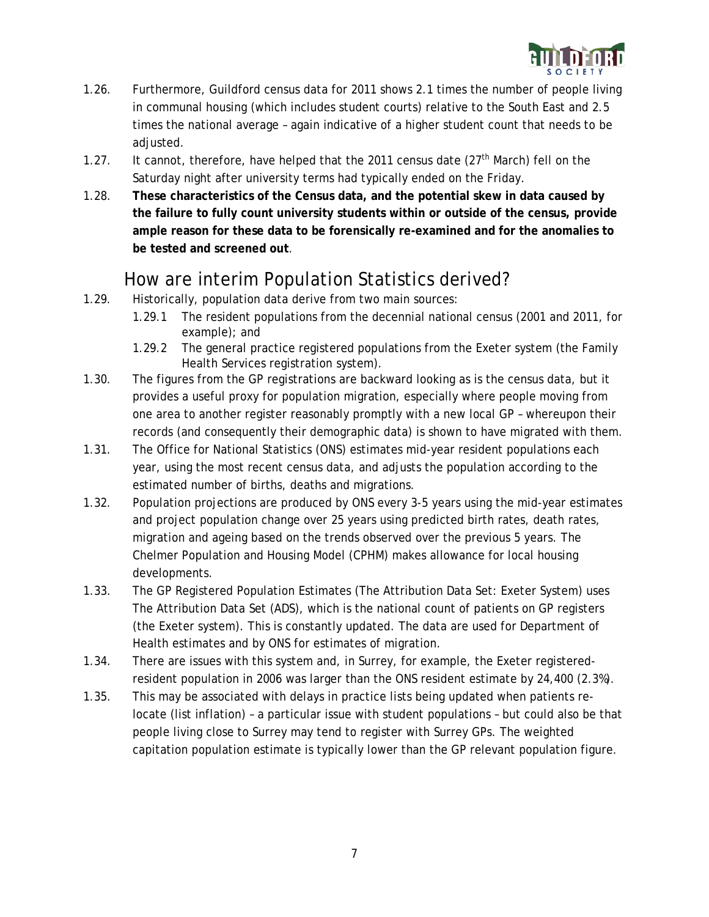1.26. Furthermore, Guildford census data for 2011 shows 2.1 times the number of people living in communal housing (which includes student courts) relative to the South East and 2.5 times the national average – again indicative of a higher student count that needs to be adjusted.

1.27. It cannot, therefore, have helped that the 2011 census date (27th March) fell on the Saturday night after university terms had typically ended on the Friday.

1.28. **These characteristics of the Census data, and the potential skew in data caused by the failure to fully count university students within or outside of the census, provide ample reason for these data to be forensically re-examined and for the anomalies to be tested and screened out**.

## How are interim Population Statistics derived?

1.29. Historically, population data derive from two main sources:

1.29.1 The resident populations from the decennial national census (2001 and 2011, for example); and

1.29.2 The general practice registered populations from the Exeter system (the Family Health Services registration system).

1.30. The figures from the GP registrations are backward looking as is the census data, but it provides a useful proxy for population migration, especially where people moving from one area to another register reasonably promptly with a new local GP – whereupon their records (and consequently their demographic data) is shown to have migrated with them.

1.31. The Office for National Statistics (ONS) estimates mid-year resident populations each year, using the most recent census data, and adjusts the population according to the estimated number of births, deaths and migrations.

1.32. Population projections are produced by ONS every 3-5 years using the mid-year estimates and project population change over 25 years using predicted birth rates, death rates, migration and ageing based on the trends observed over the previous 5 years. The Chelmer Population and Housing Model (CPHM) makes allowance for local housing developments.

1.33. The GP Registered Population Estimates (The Attribution Data Set: Exeter System) uses The Attribution Data Set (ADS), which is the national count of patients on GP registers (the Exeter system). This is constantly updated. The data are used for Department of Health estimates and by ONS for estimates of migration.

1.34. There are issues with this system and, in Surrey, for example, the Exeter registered-resident population in 2006 was larger than the ONS resident estimate by 24,400 (2.3%).

1.35. This may be associated with delays in practice lists being updated when patients re-locate (list inflation) – a particular issue with student populations – but could also be that people living close to Surrey may tend to register with Surrey GPs. The weighted capitation population estimate is typically lower than the GP relevant population figure.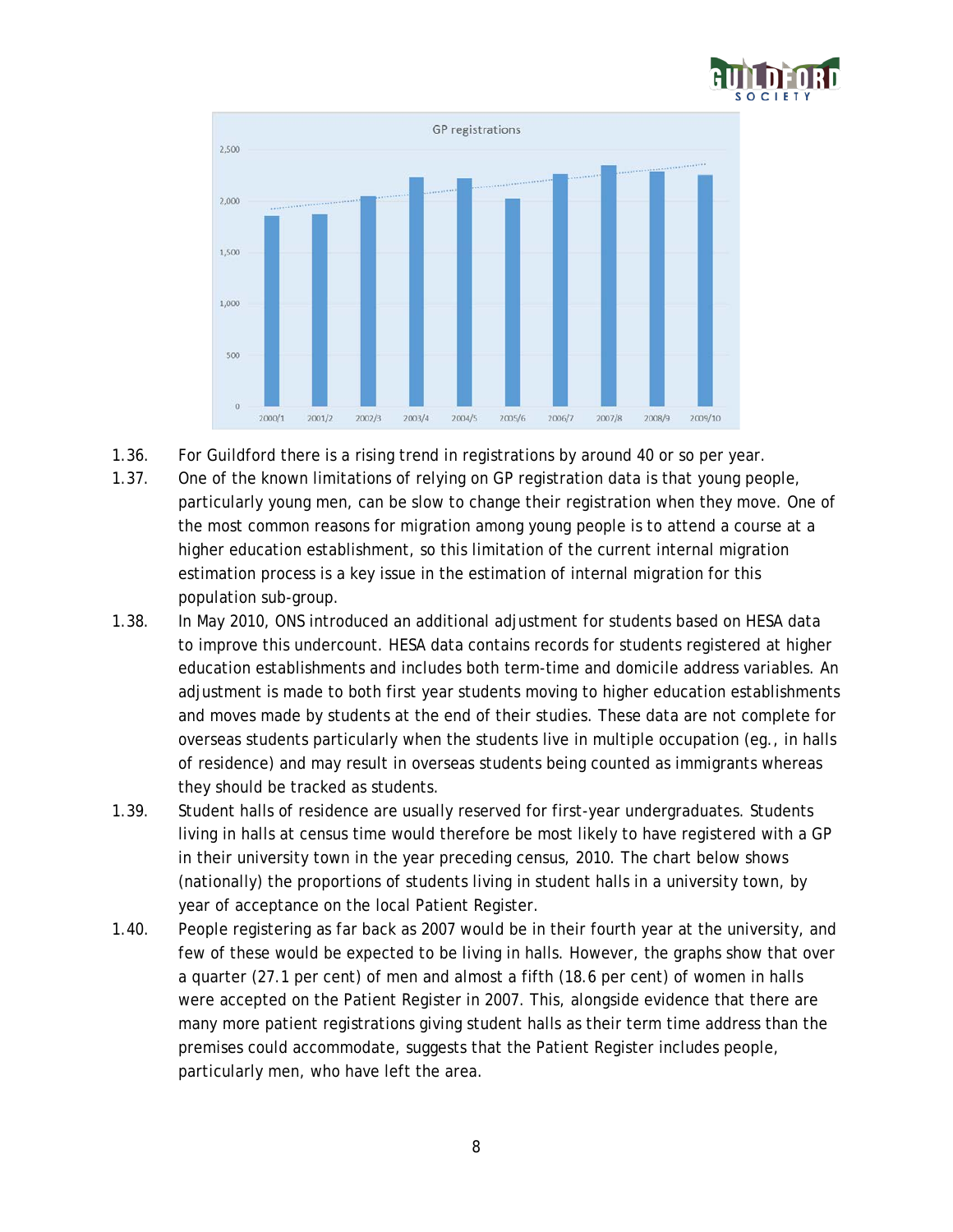1.36. For Guildford there is a rising trend in registrations by around 40 or so per year.

1.37. One of the known limitations of relying on GP registration data is that young people, particularly young men, can be slow to change their registration when they move. One of the most common reasons for migration among young people is to attend a course at a higher education establishment, so this limitation of the current internal migration estimation process is a key issue in the estimation of internal migration for this population sub-group.

1.38. In May 2010, ONS introduced an additional adjustment for students based on HESA data to improve this undercount. HESA data contains records for students registered at higher education establishments and includes both term-time and domicile address variables. An adjustment is made to both first year students moving to higher education establishments and moves made by students at the end of their studies. These data are not complete for overseas students particularly when the students live in multiple occupation (eg., in halls of residence) and may result in overseas students being counted as immigrants whereas they should be tracked as students.

1.39. Student halls of residence are usually reserved for first-year undergraduates. Students living in halls at census time would therefore be most likely to have registered with a GP in their university town in the year preceding census, 2010. The chart below shows (nationally) the proportions of students living in student halls in a university town, by year of acceptance on the local Patient Register.

1.40. People registering as far back as 2007 would be in their fourth year at the university, and few of these would be expected to be living in halls. However, the graphs show that over a quarter (27.1 per cent) of men and almost a fifth (18.6 per cent) of women in halls were accepted on the Patient Register in 2007. This, alongside evidence that there are many more patient registrations giving student halls as their term time address than the premises could accommodate, suggests that the Patient Register includes people, particularly men, who have left the area.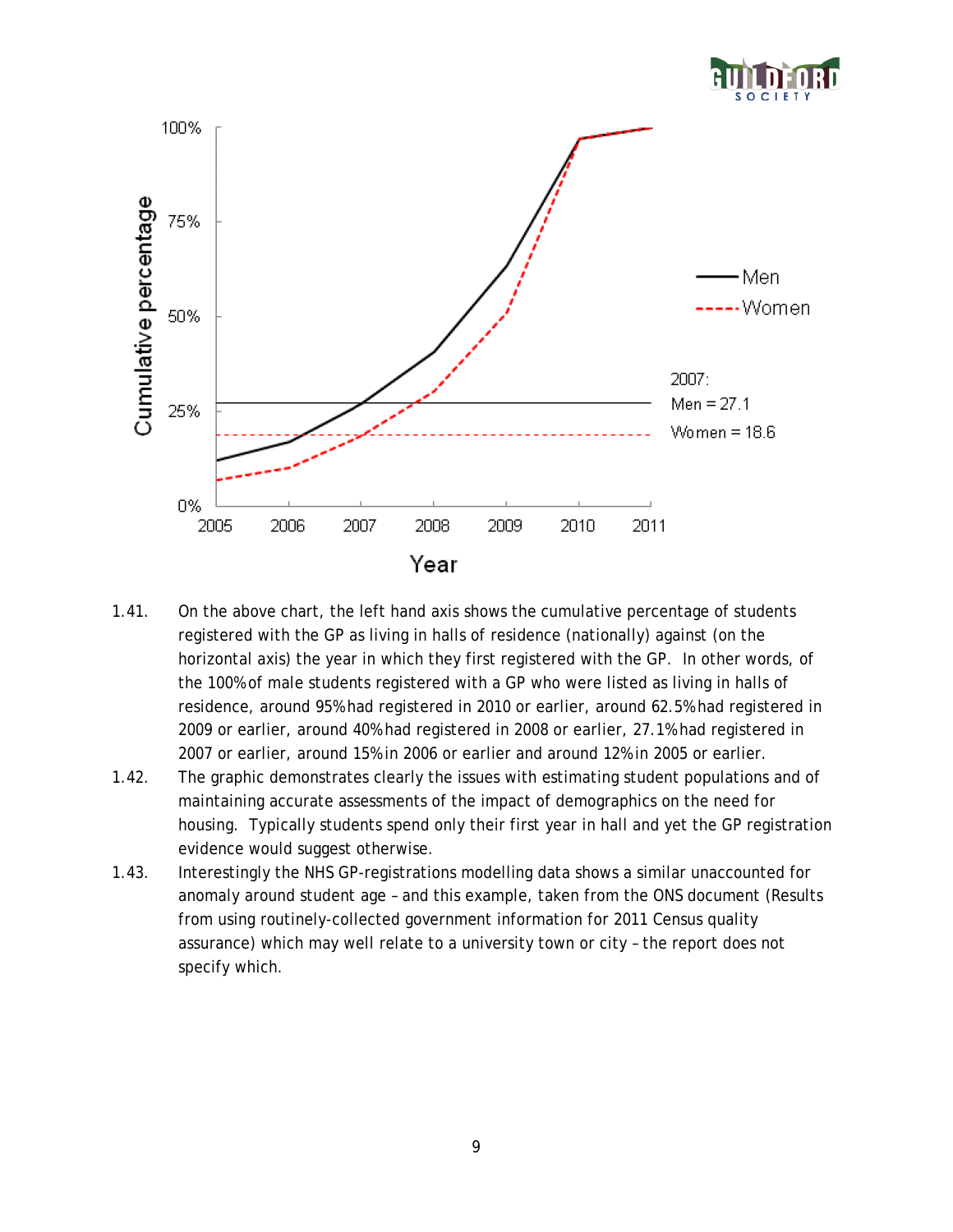1.41. On the above chart, the left hand axis shows the cumulative percentage of students registered with the GP as living in halls of residence (nationally) against (on the horizontal axis) the year in which they first registered with the GP. In other words, of the 100% of male students registered with a GP who were listed as living in halls of residence, around 95% had registered in 2010 or earlier, around 62.5% had registered in 2009 or earlier, around 40% had registered in 2008 or earlier, 27.1% had registered in 2007 or earlier, around 15% in 2006 or earlier and around 12% in 2005 or earlier.

1.42. The graphic demonstrates clearly the issues with estimating student populations and of maintaining accurate assessments of the impact of demographics on the need for housing. Typically students spend only their first year in hall and yet the GP registration evidence would suggest otherwise.

1.43. Interestingly the NHS GP-registrations modelling data shows a similar unaccounted for anomaly around student age – and this example, taken from the ONS document (Results from using routinely-collected government information for 2011 Census quality assurance) which may well relate to a university town or city – the report does not specify which.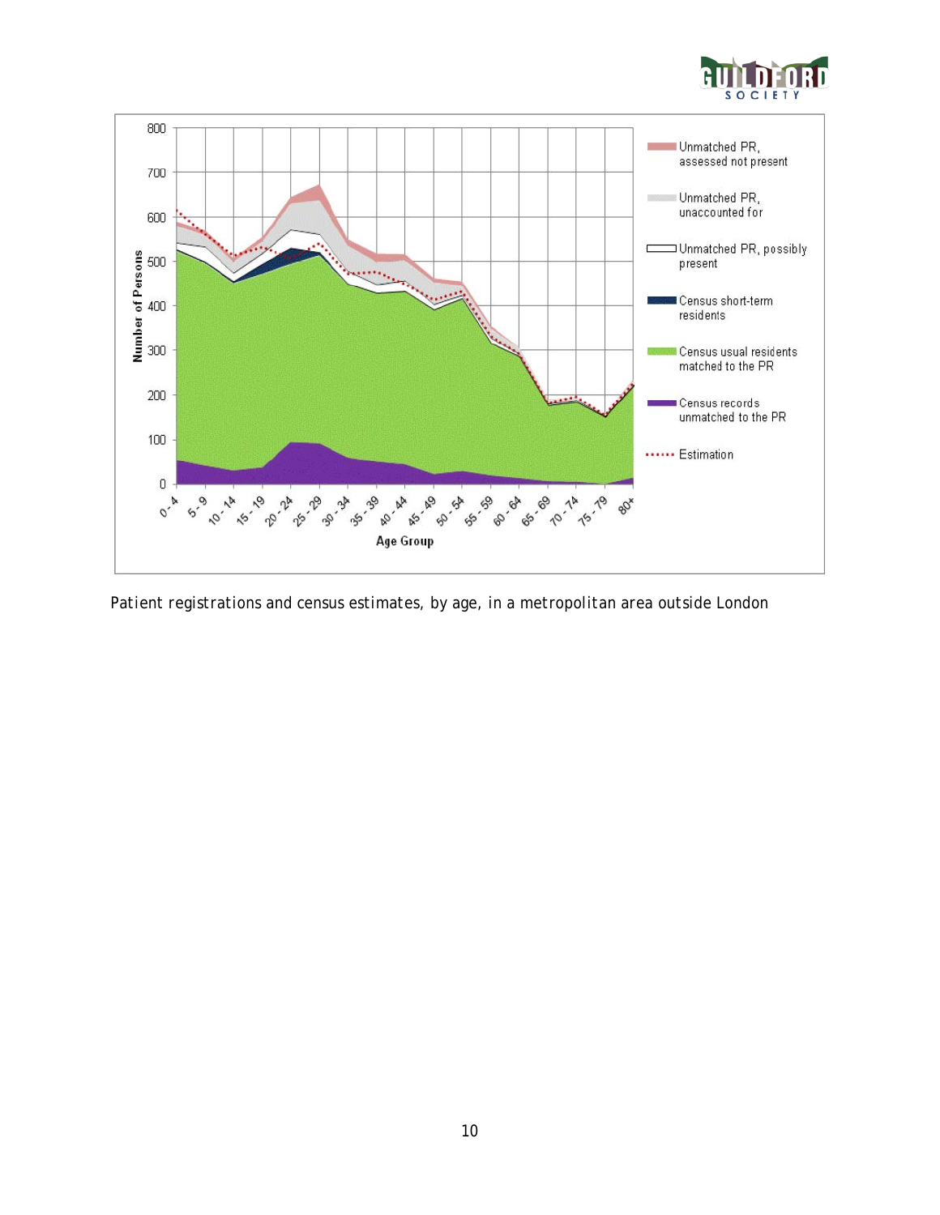Patient registrations and census estimates, by age, in a metropolitan area outside London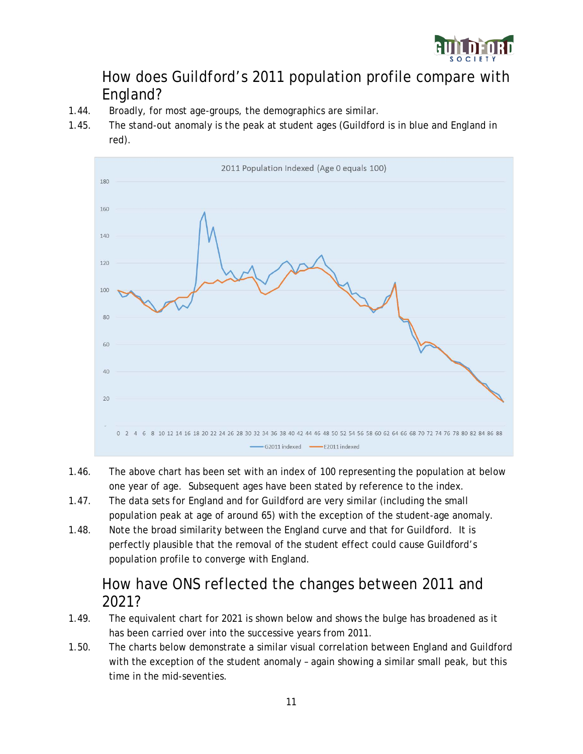## How does Guildford's 2011 population profile compare with England?

1.44. Broadly, for most age-groups, the demographics are similar.

1.45. The stand-out anomaly is the peak at student ages (Guildford is in blue and England in red).

1.46. The above chart has been set with an index of 100 representing the population at below one year of age. Subsequent ages have been stated by reference to the index.

1.47. The data sets for England and for Guildford are very similar (including the small population peak at age of around 65) with the exception of the student-age anomaly.

1.48. Note the broad similarity between the England curve and that for Guildford. It is perfectly plausible that the removal of the student effect could cause Guildford's population profile to converge with England.

## How have ONS reflected the changes between 2011 and 2021?

1.49. The equivalent chart for 2021 is shown below and shows the bulge has broadened as it has been carried over into the successive years from 2011.

1.50. The charts below demonstrate a similar visual correlation between England and Guildford with the exception of the student anomaly – again showing a similar small peak, but this time in the mid-seventies.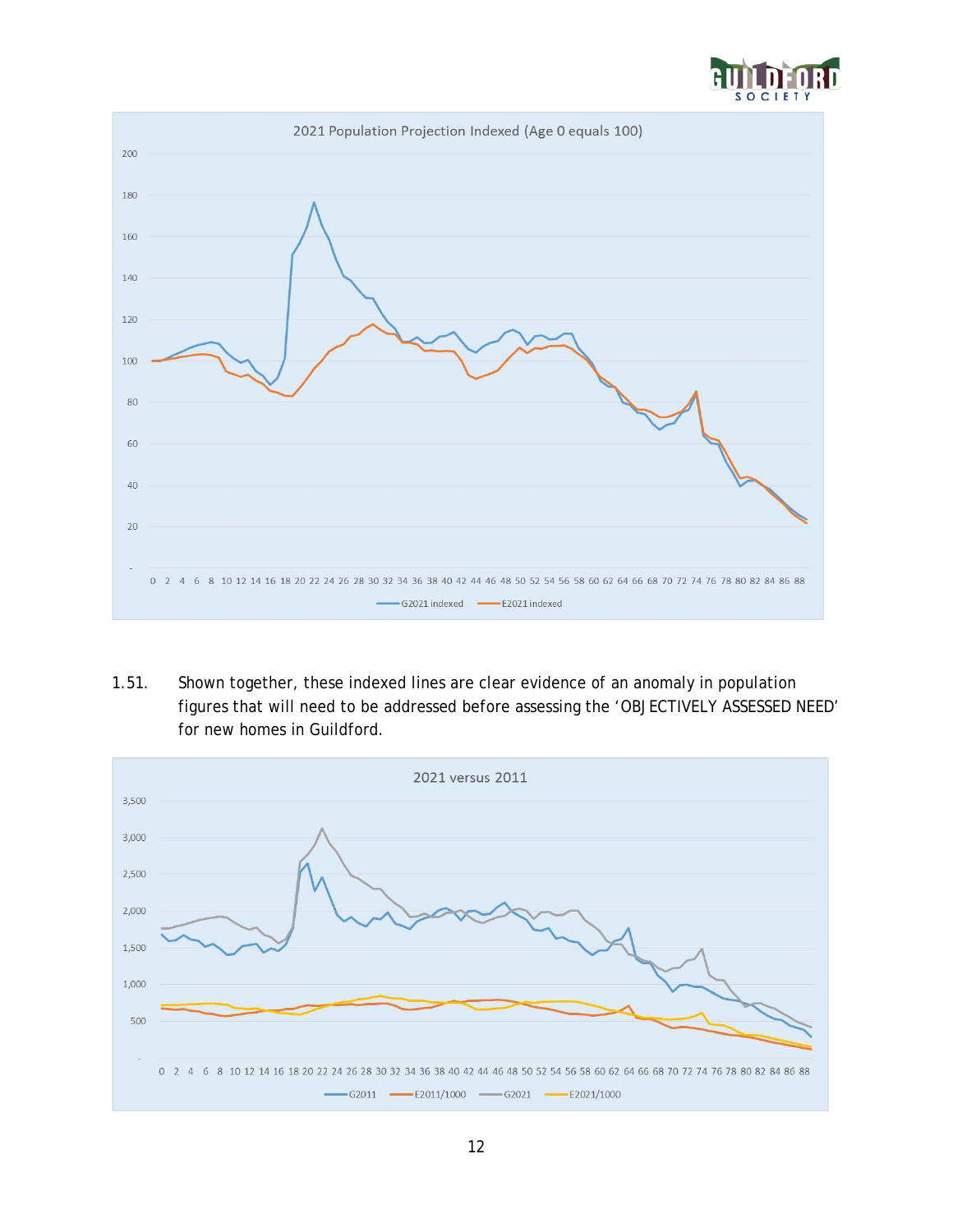2021 Population Projection Indexed (Age 0 equals 100)

1.51. Shown together, these indexed lines are clear evidence of an anomaly in population figures that will need to be addressed before assessing the 'OBJECTIVELY ASSESSED NEED' for new homes in Guildford.

2021 versus 2011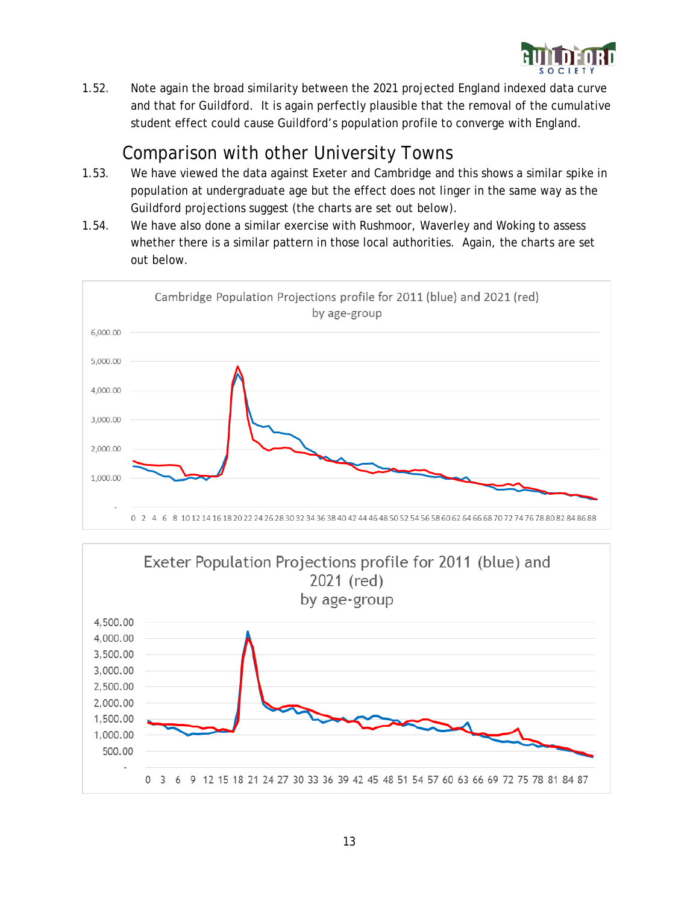1.52. Note again the broad similarity between the 2021 projected England indexed data curve and that for Guildford. It is again perfectly plausible that the removal of the cumulative student effect could cause Guildford's population profile to converge with England.

## Comparison with other University Towns

1.53. We have viewed the data against Exeter and Cambridge and this shows a similar spike in population at undergraduate age but the effect does not linger in the same way as the Guildford projections suggest (the charts are set out below).

1.54. We have also done a similar exercise with Rushmoor, Waverley and Woking to assess whether there is a similar pattern in those local authorities. Again, the charts are set out below.

Cambridge Population Projections profile for 2011 (blue) and 2021 (red) by age-group

Exeter Population Projections profile for 2011 (blue) and 2021 (red) by age-group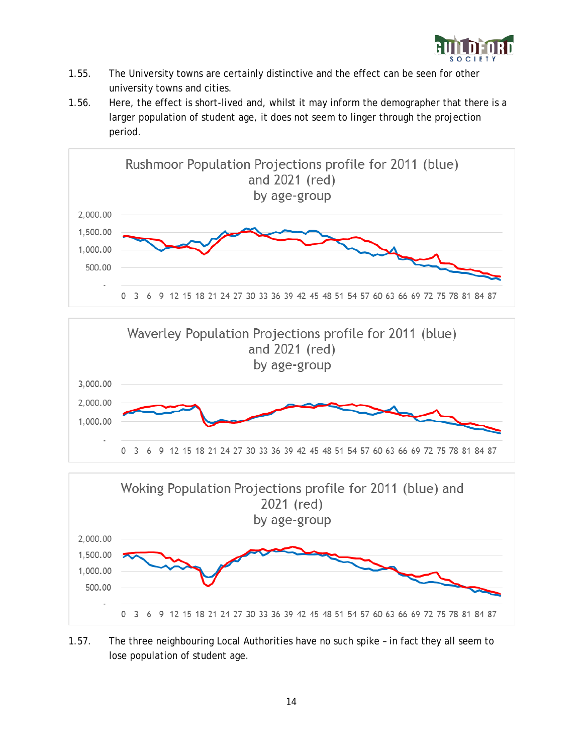1.55. The University towns are certainly distinctive and the effect can be seen for other university towns and cities.

1.56. Here, the effect is short-lived and, whilst it may inform the demographer that there is a larger population of student age, it does not seem to linger through the projection period.

Rushmoor Population Projections profile for 2011 (blue) and 2021 (red) by age-group

Waverley Population Projections profile for 2011 (blue) and 2021 (red) by age-group

Woking Population Projections profile for 2011 (blue) and 2021 (red) by age-group

1.57. The three neighbouring Local Authorities have no such spike – in fact they all seem to lose population of student age.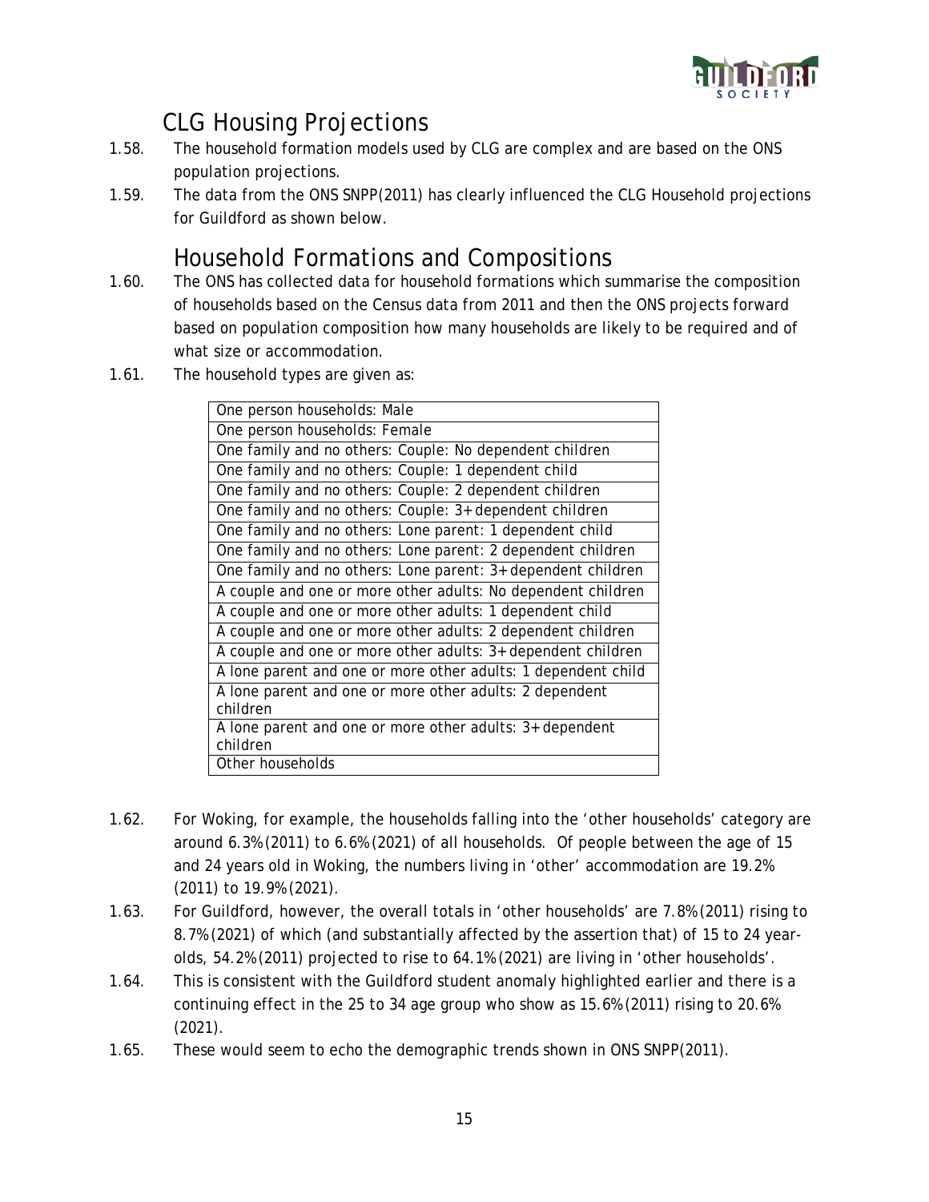## CLG Housing Projections

1.58. The household formation models used by CLG are complex and are based on the ONS population projections.

1.59. The data from the ONS SNPP(2011) has clearly influenced the CLG Household projections for Guildford as shown below.

## Household Formations and Compositions

1.60. The ONS has collected data for household formations which summarise the composition of households based on the Census data from 2011 and then the ONS projects forward based on population composition how many households are likely to be required and of what size or accommodation.

1.61. The household types are given as:

| One person households: Male |
|---|
| One person households: Female |
| One family and no others: Couple: No dependent children |
| One family and no others: Couple: 1 dependent child |
| One family and no others: Couple: 2 dependent children |
| One family and no others: Couple: 3+ dependent children |
| One family and no others: Lone parent: 1 dependent child |
| One family and no others: Lone parent: 2 dependent children |
| One family and no others: Lone parent: 3+ dependent children |
| A couple and one or more other adults: No dependent children |
| A couple and one or more other adults: 1 dependent child |
| A couple and one or more other adults: 2 dependent children |
| A couple and one or more other adults: 3+ dependent children |
| A lone parent and one or more other adults: 1 dependent child |
| A lone parent and one or more other adults: 2 dependent children |
| A lone parent and one or more other adults: 3+ dependent children |
| Other households |

1.62. For Woking, for example, the households falling into the 'other households' category are around 6.3% (2011) to 6.6% (2021) of all households. Of people between the age of 15 and 24 years old in Woking, the numbers living in 'other' accommodation are 19.2% (2011) to 19.9% (2021).

1.63. For Guildford, however, the overall totals in 'other households' are 7.8% (2011) rising to 8.7% (2021) of which (and substantially affected by the assertion that) of 15 to 24 year-olds, 54.2% (2011) projected to rise to 64.1% (2021) are living in 'other households'.

1.64. This is consistent with the Guildford student anomaly highlighted earlier and there is a continuing effect in the 25 to 34 age group who show as 15.6% (2011) rising to 20.6% (2021).

1.65. These would seem to echo the demographic trends shown in ONS SNPP(2011).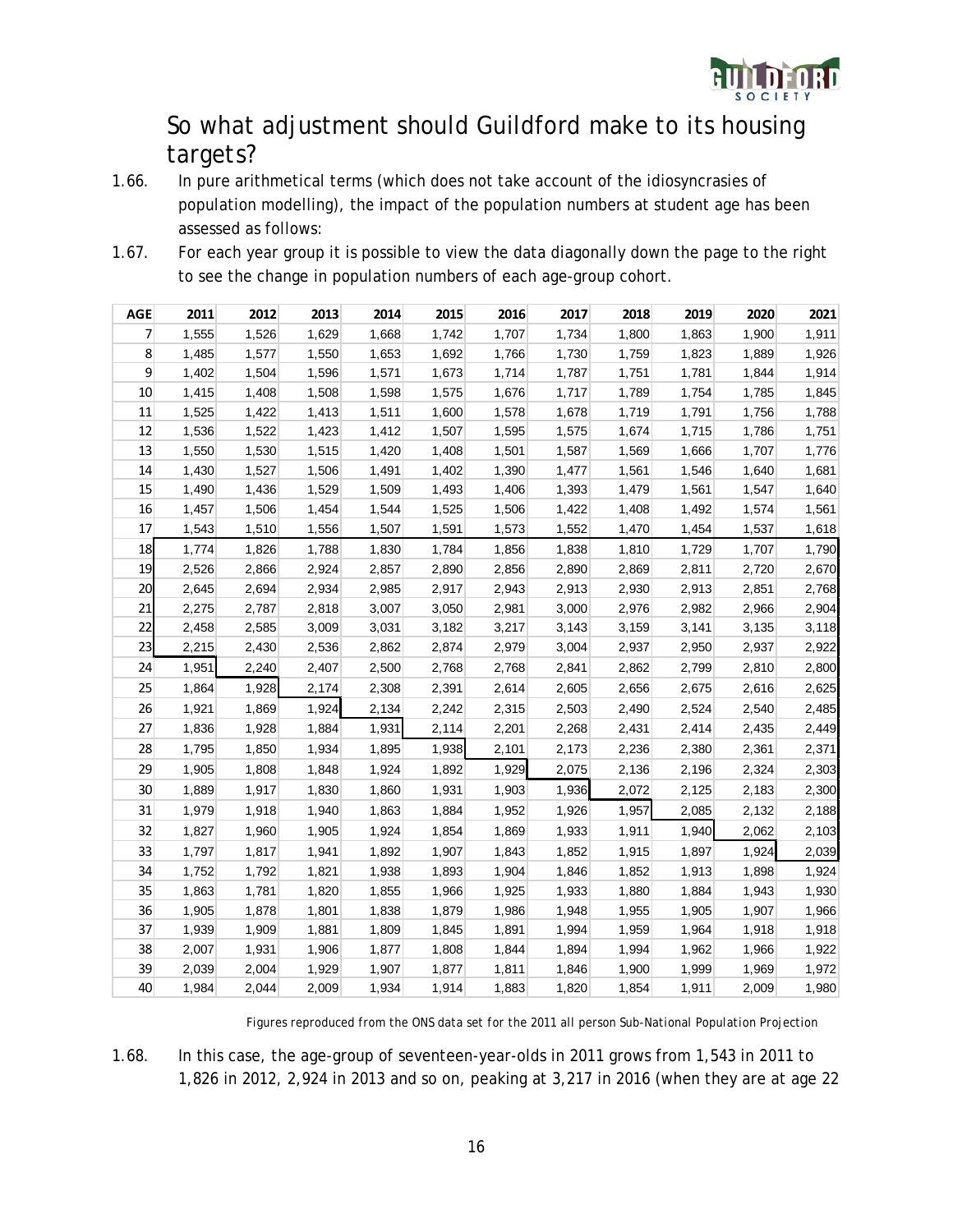## So what adjustment should Guildford make to its housing targets?

1.66. In pure arithmetical terms (which does not take account of the idiosyncrasies of population modelling), the impact of the population numbers at student age has been assessed as follows:

1.67. For each year group it is possible to view the data diagonally down the page to the right to see the change in population numbers of each age-group cohort.

| AGE | 2011 | 2012 | 2013 | 2014 | 2015 | 2016 | 2017 | 2018 | 2019 | 2020 | 2021 |
|---|---|---|---|---|---|---|---|---|---|---|---|
| 7 | 1,555 | 1,526 | 1,629 | 1,668 | 1,742 | 1,707 | 1,734 | 1,800 | 1,863 | 1,900 | 1,911 |
| 8 | 1,485 | 1,577 | 1,550 | 1,653 | 1,692 | 1,766 | 1,730 | 1,759 | 1,823 | 1,889 | 1,926 |
| 9 | 1,402 | 1,504 | 1,596 | 1,571 | 1,673 | 1,714 | 1,787 | 1,751 | 1,781 | 1,844 | 1,914 |
| 10 | 1,415 | 1,408 | 1,508 | 1,598 | 1,575 | 1,676 | 1,717 | 1,789 | 1,754 | 1,785 | 1,845 |
| 11 | 1,525 | 1,422 | 1,413 | 1,511 | 1,600 | 1,578 | 1,678 | 1,719 | 1,791 | 1,756 | 1,788 |
| 12 | 1,536 | 1,522 | 1,423 | 1,412 | 1,507 | 1,595 | 1,575 | 1,674 | 1,715 | 1,786 | 1,751 |
| 13 | 1,550 | 1,530 | 1,515 | 1,420 | 1,408 | 1,501 | 1,587 | 1,569 | 1,666 | 1,707 | 1,776 |
| 14 | 1,430 | 1,527 | 1,506 | 1,491 | 1,402 | 1,390 | 1,477 | 1,561 | 1,546 | 1,640 | 1,681 |
| 15 | 1,490 | 1,436 | 1,529 | 1,509 | 1,493 | 1,406 | 1,393 | 1,479 | 1,561 | 1,547 | 1,640 |
| 16 | 1,457 | 1,506 | 1,454 | 1,544 | 1,525 | 1,506 | 1,422 | 1,408 | 1,492 | 1,574 | 1,561 |
| 17 | 1,543 | 1,510 | 1,556 | 1,507 | 1,591 | 1,573 | 1,552 | 1,470 | 1,454 | 1,537 | 1,618 |
| 18 | 1,774 | 1,826 | 1,788 | 1,830 | 1,784 | 1,856 | 1,838 | 1,810 | 1,729 | 1,707 | 1,790 |
| 19 | 2,526 | 2,866 | 2,924 | 2,857 | 2,890 | 2,856 | 2,890 | 2,869 | 2,811 | 2,720 | 2,670 |
| 20 | 2,645 | 2,694 | 2,934 | 2,985 | 2,917 | 2,943 | 2,913 | 2,930 | 2,913 | 2,851 | 2,768 |
| 21 | 2,275 | 2,787 | 2,818 | 3,007 | 3,050 | 2,981 | 3,000 | 2,976 | 2,982 | 2,966 | 2,904 |
| 22 | 2,458 | 2,585 | 3,009 | 3,031 | 3,182 | 3,217 | 3,143 | 3,159 | 3,141 | 3,135 | 3,118 |
| 23 | 2,215 | 2,430 | 2,536 | 2,862 | 2,874 | 2,979 | 3,004 | 2,937 | 2,950 | 2,937 | 2,922 |
| 24 | 1,951 | 2,240 | 2,407 | 2,500 | 2,768 | 2,768 | 2,841 | 2,862 | 2,799 | 2,810 | 2,800 |
| 25 | 1,864 | 1,928 | 2,174 | 2,308 | 2,391 | 2,614 | 2,605 | 2,656 | 2,675 | 2,616 | 2,625 |
| 26 | 1,921 | 1,869 | 1,924 | 2,134 | 2,242 | 2,315 | 2,503 | 2,490 | 2,524 | 2,540 | 2,485 |
| 27 | 1,836 | 1,928 | 1,884 | 1,931 | 2,114 | 2,201 | 2,268 | 2,431 | 2,414 | 2,435 | 2,449 |
| 28 | 1,795 | 1,850 | 1,934 | 1,895 | 1,938 | 2,101 | 2,173 | 2,236 | 2,380 | 2,361 | 2,371 |
| 29 | 1,905 | 1,808 | 1,848 | 1,924 | 1,892 | 1,929 | 2,075 | 2,136 | 2,196 | 2,324 | 2,303 |
| 30 | 1,889 | 1,917 | 1,830 | 1,860 | 1,931 | 1,903 | 1,936 | 2,072 | 2,125 | 2,183 | 2,300 |
| 31 | 1,979 | 1,918 | 1,940 | 1,863 | 1,884 | 1,952 | 1,926 | 1,957 | 2,085 | 2,132 | 2,188 |
| 32 | 1,827 | 1,960 | 1,905 | 1,924 | 1,854 | 1,869 | 1,933 | 1,911 | 1,940 | 2,062 | 2,103 |
| 33 | 1,797 | 1,817 | 1,941 | 1,892 | 1,907 | 1,843 | 1,852 | 1,915 | 1,897 | 1,924 | 2,039 |
| 34 | 1,752 | 1,792 | 1,821 | 1,938 | 1,893 | 1,904 | 1,846 | 1,852 | 1,913 | 1,898 | 1,924 |
| 35 | 1,863 | 1,781 | 1,820 | 1,855 | 1,966 | 1,925 | 1,933 | 1,880 | 1,884 | 1,943 | 1,930 |
| 36 | 1,905 | 1,878 | 1,801 | 1,838 | 1,879 | 1,986 | 1,948 | 1,955 | 1,905 | 1,907 | 1,966 |
| 37 | 1,939 | 1,909 | 1,881 | 1,809 | 1,845 | 1,891 | 1,994 | 1,959 | 1,964 | 1,918 | 1,918 |
| 38 | 2,007 | 1,931 | 1,906 | 1,877 | 1,808 | 1,844 | 1,894 | 1,994 | 1,962 | 1,966 | 1,922 |
| 39 | 2,039 | 2,004 | 1,929 | 1,907 | 1,877 | 1,811 | 1,846 | 1,900 | 1,999 | 1,969 | 1,972 |
| 40 | 1,984 | 2,044 | 2,009 | 1,934 | 1,914 | 1,883 | 1,820 | 1,854 | 1,911 | 2,009 | 1,980 |

*Figures reproduced from the ONS data set for the 2011 all person Sub-National Population Projection*

1.68. In this case, the age-group of seventeen-year-olds in 2011 grows from 1,543 in 2011 to 1,826 in 2012, 2,924 in 2013 and so on, peaking at 3,217 in 2016 (when they are at age 22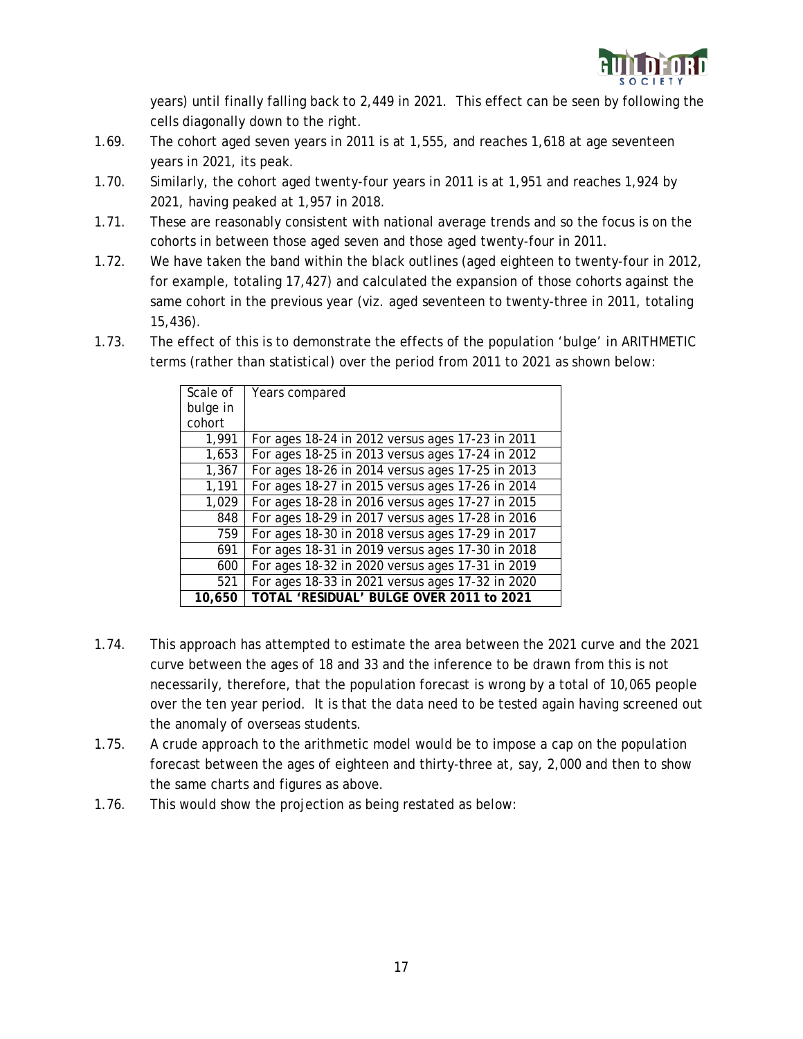years) until finally falling back to 2,449 in 2021. This effect can be seen by following the cells diagonally down to the right.

1.69. The cohort aged seven years in 2011 is at 1,555, and reaches 1,618 at age seventeen years in 2021, its peak.

1.70. Similarly, the cohort aged twenty-four years in 2011 is at 1,951 and reaches 1,924 by 2021, having peaked at 1,957 in 2018.

1.71. These are reasonably consistent with national average trends and so the focus is on the cohorts in between those aged seven and those aged twenty-four in 2011.

1.72. We have taken the band within the black outlines (aged eighteen to twenty-four in 2012, for example, totaling 17,427) and calculated the expansion of those cohorts against the same cohort in the previous year (viz. aged seventeen to twenty-three in 2011, totaling 15,436).

1.73. The effect of this is to demonstrate the effects of the population 'bulge' in ARITHMETIC terms (rather than statistical) over the period from 2011 to 2021 as shown below:

| Scale of bulge in cohort | Years compared |
|---:|---|
| 1,991 | For ages 18-24 in 2012 versus ages 17-23 in 2011 |
| 1,653 | For ages 18-25 in 2013 versus ages 17-24 in 2012 |
| 1,367 | For ages 18-26 in 2014 versus ages 17-25 in 2013 |
| 1,191 | For ages 18-27 in 2015 versus ages 17-26 in 2014 |
| 1,029 | For ages 18-28 in 2016 versus ages 17-27 in 2015 |
| 848 | For ages 18-29 in 2017 versus ages 17-28 in 2016 |
| 759 | For ages 18-30 in 2018 versus ages 17-29 in 2017 |
| 691 | For ages 18-31 in 2019 versus ages 17-30 in 2018 |
| 600 | For ages 18-32 in 2020 versus ages 17-31 in 2019 |
| 521 | For ages 18-33 in 2021 versus ages 17-32 in 2020 |
| **10,650** | **TOTAL 'RESIDUAL' BULGE OVER 2011 to 2021** |

1.74. This approach has attempted to estimate the area between the 2021 curve and the 2021 curve between the ages of 18 and 33 and the inference to be drawn from this is not necessarily, therefore, that the population forecast is wrong by a total of 10,065 people over the ten year period. It is that the data need to be tested again having screened out the anomaly of overseas students.

1.75. A crude approach to the arithmetic model would be to impose a cap on the population forecast between the ages of eighteen and thirty-three at, say, 2,000 and then to show the same charts and figures as above.

1.76. This would show the projection as being restated as below: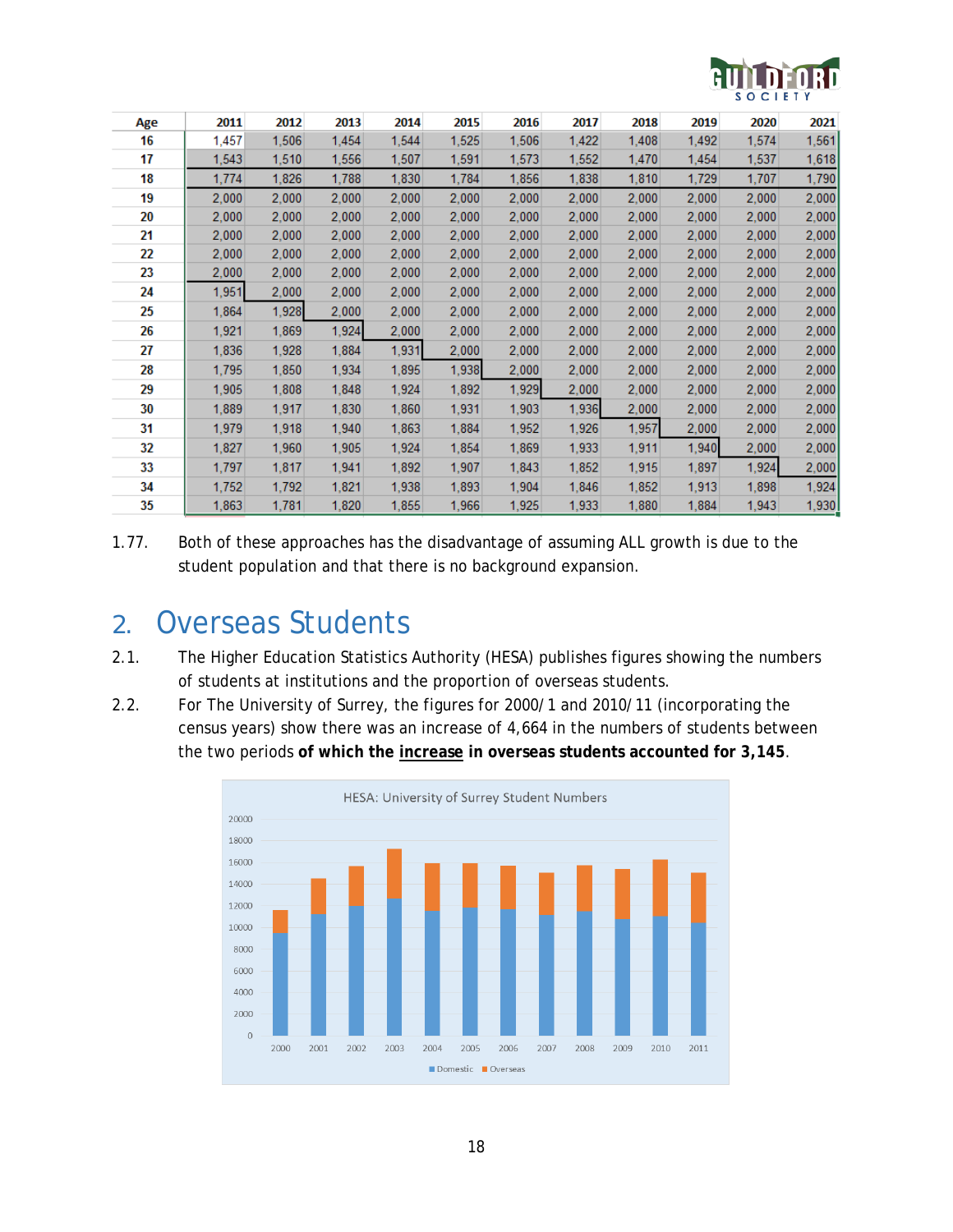| Age | 2011 | 2012 | 2013 | 2014 | 2015 | 2016 | 2017 | 2018 | 2019 | 2020 | 2021 |
|---|---|---|---|---|---|---|---|---|---|---|---|
| 16 | 1,457 | 1,506 | 1,454 | 1,544 | 1,525 | 1,506 | 1,422 | 1,408 | 1,492 | 1,574 | 1,561 |
| 17 | 1,543 | 1,510 | 1,556 | 1,507 | 1,591 | 1,573 | 1,552 | 1,470 | 1,454 | 1,537 | 1,618 |
| 18 | 1,774 | 1,826 | 1,788 | 1,830 | 1,784 | 1,856 | 1,838 | 1,810 | 1,729 | 1,707 | 1,790 |
| 19 | 2,000 | 2,000 | 2,000 | 2,000 | 2,000 | 2,000 | 2,000 | 2,000 | 2,000 | 2,000 | 2,000 |
| 20 | 2,000 | 2,000 | 2,000 | 2,000 | 2,000 | 2,000 | 2,000 | 2,000 | 2,000 | 2,000 | 2,000 |
| 21 | 2,000 | 2,000 | 2,000 | 2,000 | 2,000 | 2,000 | 2,000 | 2,000 | 2,000 | 2,000 | 2,000 |
| 22 | 2,000 | 2,000 | 2,000 | 2,000 | 2,000 | 2,000 | 2,000 | 2,000 | 2,000 | 2,000 | 2,000 |
| 23 | 2,000 | 2,000 | 2,000 | 2,000 | 2,000 | 2,000 | 2,000 | 2,000 | 2,000 | 2,000 | 2,000 |
| 24 | 1,951 | 2,000 | 2,000 | 2,000 | 2,000 | 2,000 | 2,000 | 2,000 | 2,000 | 2,000 | 2,000 |
| 25 | 1,864 | 1,928 | 2,000 | 2,000 | 2,000 | 2,000 | 2,000 | 2,000 | 2,000 | 2,000 | 2,000 |
| 26 | 1,921 | 1,869 | 1,924 | 2,000 | 2,000 | 2,000 | 2,000 | 2,000 | 2,000 | 2,000 | 2,000 |
| 27 | 1,836 | 1,928 | 1,884 | 1,931 | 2,000 | 2,000 | 2,000 | 2,000 | 2,000 | 2,000 | 2,000 |
| 28 | 1,795 | 1,850 | 1,934 | 1,895 | 1,938 | 2,000 | 2,000 | 2,000 | 2,000 | 2,000 | 2,000 |
| 29 | 1,905 | 1,808 | 1,848 | 1,924 | 1,892 | 1,929 | 2,000 | 2,000 | 2,000 | 2,000 | 2,000 |
| 30 | 1,889 | 1,917 | 1,830 | 1,860 | 1,931 | 1,903 | 1,936 | 2,000 | 2,000 | 2,000 | 2,000 |
| 31 | 1,979 | 1,918 | 1,940 | 1,863 | 1,884 | 1,952 | 1,926 | 1,957 | 2,000 | 2,000 | 2,000 |
| 32 | 1,827 | 1,960 | 1,905 | 1,924 | 1,854 | 1,869 | 1,933 | 1,911 | 1,940 | 2,000 | 2,000 |
| 33 | 1,797 | 1,817 | 1,941 | 1,892 | 1,907 | 1,843 | 1,852 | 1,915 | 1,897 | 1,924 | 2,000 |
| 34 | 1,752 | 1,792 | 1,821 | 1,938 | 1,893 | 1,904 | 1,846 | 1,852 | 1,913 | 1,898 | 1,924 |
| 35 | 1,863 | 1,781 | 1,820 | 1,855 | 1,966 | 1,925 | 1,933 | 1,880 | 1,884 | 1,943 | 1,930 |

1.77. Both of these approaches has the disadvantage of assuming ALL growth is due to the student population and that there is no background expansion.

## 2. Overseas Students

2.1. The Higher Education Statistics Authority (HESA) publishes figures showing the numbers of students at institutions and the proportion of overseas students.

2.2. For The University of Surrey, the figures for 2000/1 and 2010/11 (incorporating the census years) show there was an increase of 4,664 in the numbers of students between the two periods **of which the increase in overseas students accounted for 3,145**.

HESA: University of Surrey Student Numbers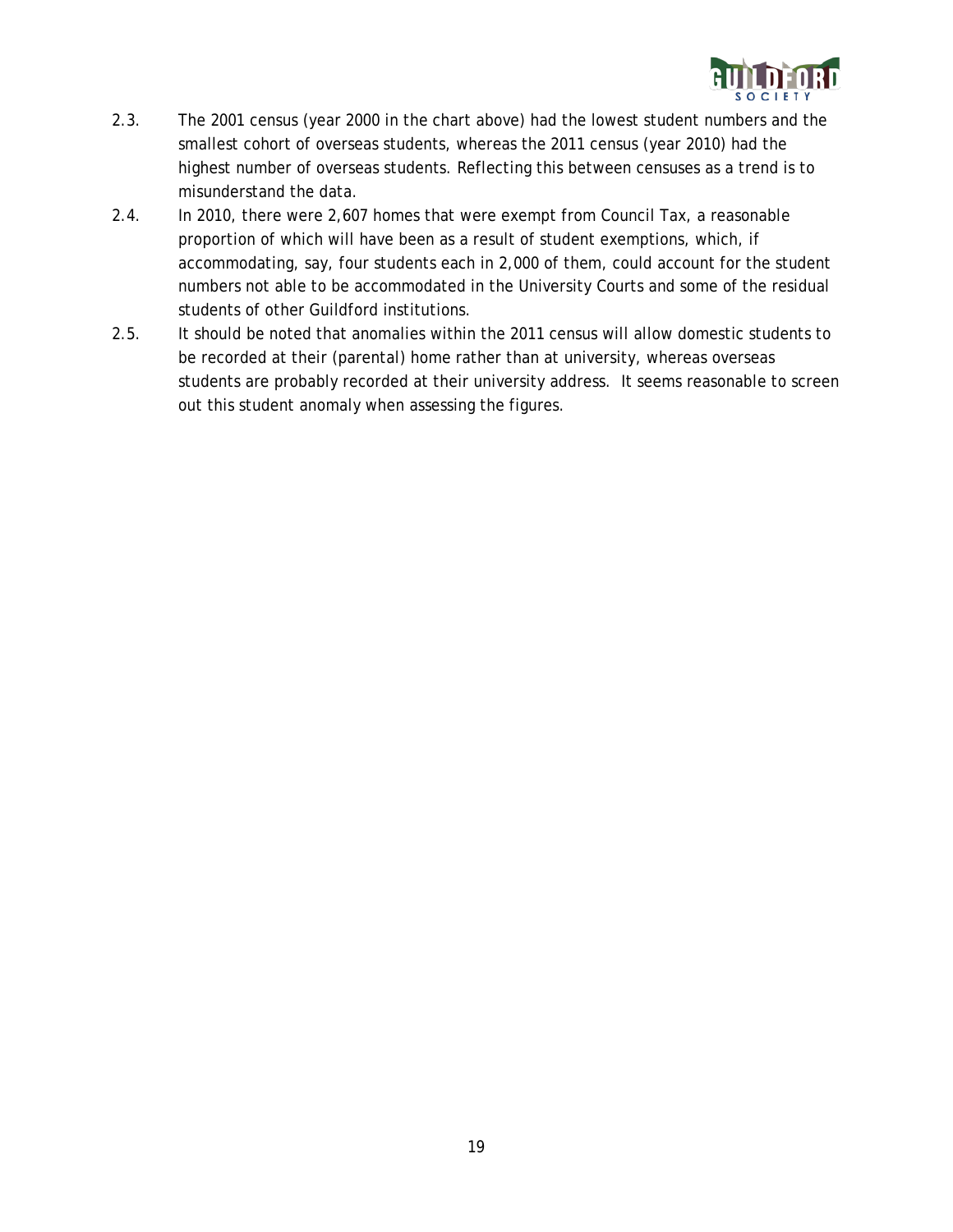2.3. The 2001 census (year 2000 in the chart above) had the lowest student numbers and the smallest cohort of overseas students, whereas the 2011 census (year 2010) had the highest number of overseas students. Reflecting this between censuses as a trend is to misunderstand the data.

2.4. In 2010, there were 2,607 homes that were exempt from Council Tax, a reasonable proportion of which will have been as a result of student exemptions, which, if accommodating, say, four students each in 2,000 of them, could account for the student numbers not able to be accommodated in the University Courts and some of the residual students of other Guildford institutions.

2.5. It should be noted that anomalies within the 2011 census will allow domestic students to be recorded at their (parental) home rather than at university, whereas overseas students are probably recorded at their university address. It seems reasonable to screen out this student anomaly when assessing the figures.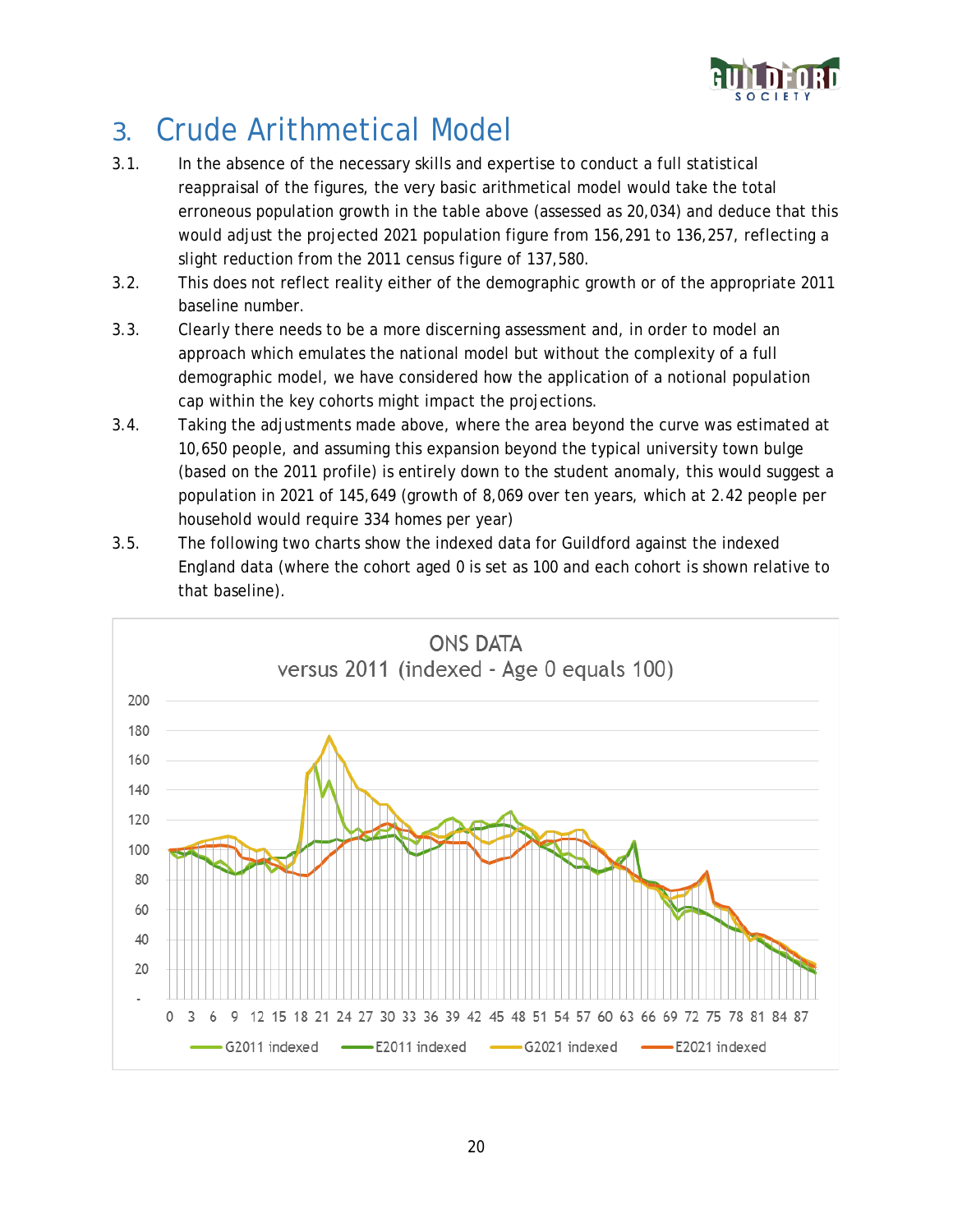## 3. Crude Arithmetical Model

3.1. In the absence of the necessary skills and expertise to conduct a full statistical reappraisal of the figures, the very basic arithmetical model would take the total erroneous population growth in the table above (assessed as 20,034) and deduce that this would adjust the projected 2021 population figure from 156,291 to 136,257, reflecting a slight reduction from the 2011 census figure of 137,580.

3.2. This does not reflect reality either of the demographic growth or of the appropriate 2011 baseline number.

3.3. Clearly there needs to be a more discerning assessment and, in order to model an approach which emulates the national model but without the complexity of a full demographic model, we have considered how the application of a notional population cap within the key cohorts might impact the projections.

3.4. Taking the adjustments made above, where the area beyond the curve was estimated at 10,650 people, and assuming this expansion beyond the typical university town bulge (based on the 2011 profile) is entirely down to the student anomaly, this would suggest a population in 2021 of 145,649 (growth of 8,069 over ten years, which at 2.42 people per household would require 334 homes per year)

3.5. The following two charts show the indexed data for Guildford against the indexed England data (where the cohort aged 0 is set as 100 and each cohort is shown relative to that baseline).

ONS DATA
versus 2011 (indexed - Age 0 equals 100)

G2011 indexed | E2011 indexed | G2021 indexed | E2021 indexed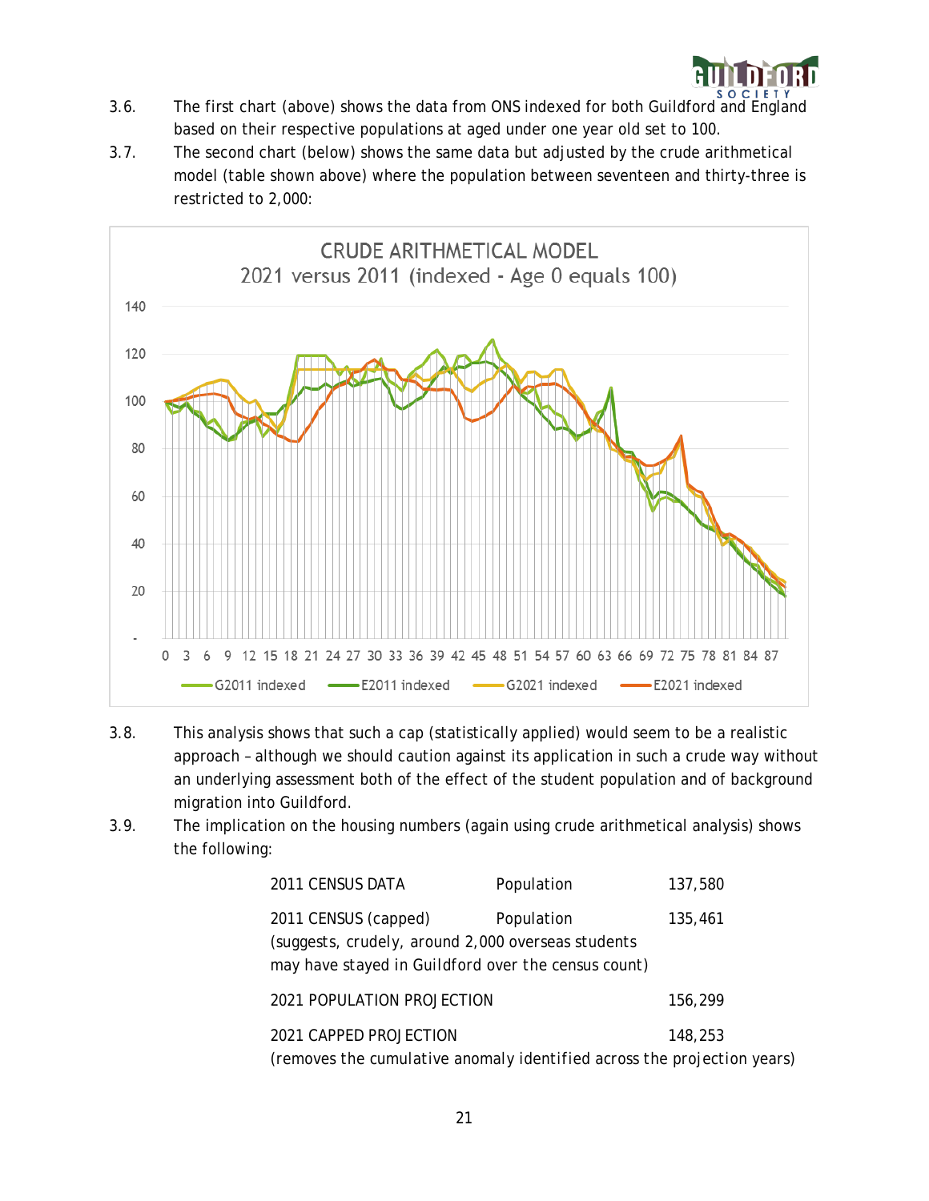3.6. The first chart (above) shows the data from ONS indexed for both Guildford and England based on their respective populations at aged under one year old set to 100.

3.7. The second chart (below) shows the same data but adjusted by the crude arithmetical model (table shown above) where the population between seventeen and thirty-three is restricted to 2,000:

3.8. This analysis shows that such a cap (statistically applied) would seem to be a realistic approach – although we should caution against its application in such a crude way without an underlying assessment both of the effect of the student population and of background migration into Guildford.

3.9. The implication on the housing numbers (again using crude arithmetical analysis) shows the following:

| | | |
|---|---|---|
| 2011 CENSUS DATA | Population | 137,580 |
| 2011 CENSUS (capped)<br>(suggests, crudely, around 2,000 overseas students may have stayed in Guildford over the census count) | Population | 135,461 |
| 2021 POPULATION PROJECTION | | 156,299 |
| 2021 CAPPED PROJECTION<br>(removes the cumulative anomaly identified across the projection years) | | 148,253 |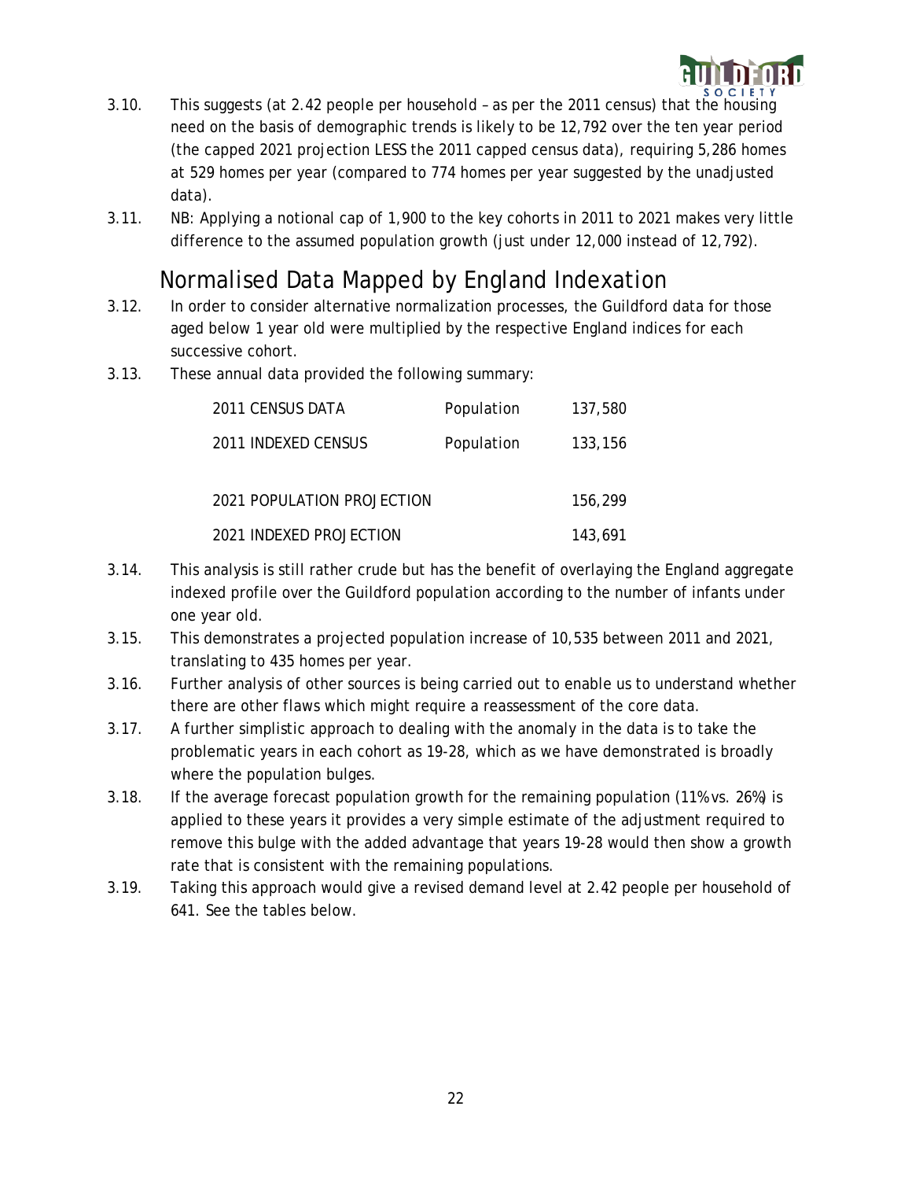3.10. This suggests (at 2.42 people per household – as per the 2011 census) that the housing need on the basis of demographic trends is likely to be 12,792 over the ten year period (the capped 2021 projection LESS the 2011 capped census data), requiring 5,286 homes at 529 homes per year (compared to 774 homes per year suggested by the unadjusted data).

3.11. NB: Applying a notional cap of 1,900 to the key cohorts in 2011 to 2021 makes very little difference to the assumed population growth (just under 12,000 instead of 12,792).

## Normalised Data Mapped by England Indexation

3.12. In order to consider alternative normalization processes, the Guildford data for those aged below 1 year old were multiplied by the respective England indices for each successive cohort.

3.13. These annual data provided the following summary:

| | | |
|---|---|---|
| 2011 CENSUS DATA | Population | 137,580 |
| 2011 INDEXED CENSUS | Population | 133,156 |
| | | |
| 2021 POPULATION PROJECTION | | 156,299 |
| 2021 INDEXED PROJECTION | | 143,691 |

3.14. This analysis is still rather crude but has the benefit of overlaying the England aggregate indexed profile over the Guildford population according to the number of infants under one year old.

3.15. This demonstrates a projected population increase of 10,535 between 2011 and 2021, translating to 435 homes per year.

3.16. Further analysis of other sources is being carried out to enable us to understand whether there are other flaws which might require a reassessment of the core data.

3.17. A further simplistic approach to dealing with the anomaly in the data is to take the problematic years in each cohort as 19-28, which as we have demonstrated is broadly where the population bulges.

3.18. If the average forecast population growth for the remaining population (11% vs. 26%) is applied to these years it provides a very simple estimate of the adjustment required to remove this bulge with the added advantage that years 19-28 would then show a growth rate that is consistent with the remaining populations.

3.19. Taking this approach would give a revised demand level at 2.42 people per household of 641. See the tables below.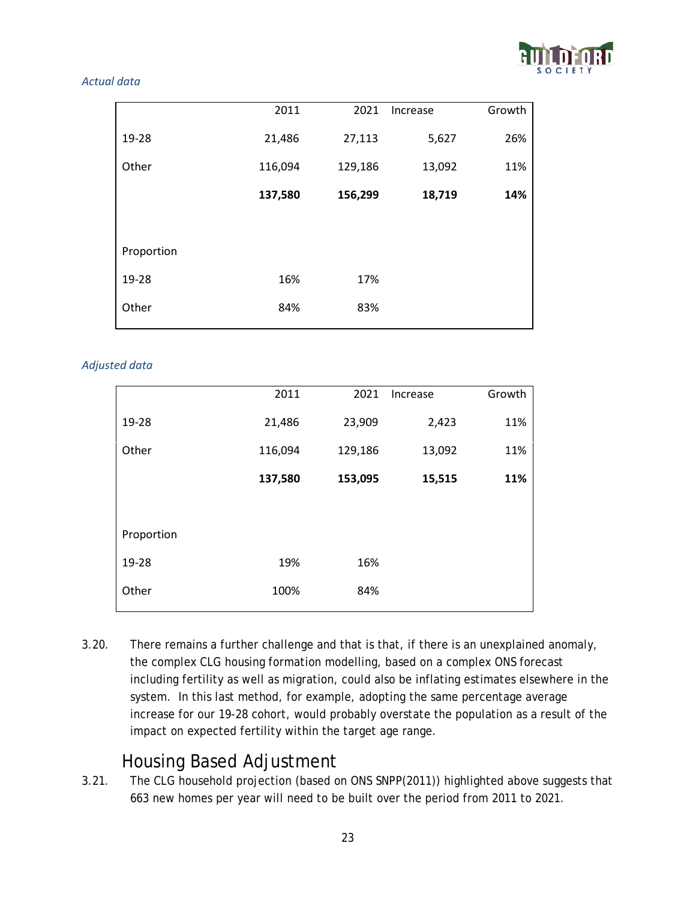*Actual data*

| | 2011 | 2021 | Increase | Growth |
|---|---|---|---|---|
| 19-28 | 21,486 | 27,113 | 5,627 | 26% |
| Other | 116,094 | 129,186 | 13,092 | 11% |
| | **137,580** | **156,299** | **18,719** | **14%** |
| | | | | |
| Proportion | | | | |
| 19-28 | 16% | 17% | | |
| Other | 84% | 83% | | |

*Adjusted data*

| | 2011 | 2021 | Increase | Growth |
|---|---|---|---|---|
| 19-28 | 21,486 | 23,909 | 2,423 | 11% |
| Other | 116,094 | 129,186 | 13,092 | 11% |
| | **137,580** | **153,095** | **15,515** | **11%** |
| | | | | |
| Proportion | | | | |
| 19-28 | 19% | 16% | | |
| Other | 100% | 84% | | |

3.20. There remains a further challenge and that is that, if there is an unexplained anomaly, the complex CLG housing formation modelling, based on a complex ONS forecast including fertility as well as migration, could also be inflating estimates elsewhere in the system. In this last method, for example, adopting the same percentage average increase for our 19-28 cohort, would probably overstate the population as a result of the impact on expected fertility within the target age range.

## Housing Based Adjustment

3.21. The CLG household projection (based on ONS SNPP(2011)) highlighted above suggests that 663 new homes per year will need to be built over the period from 2011 to 2021.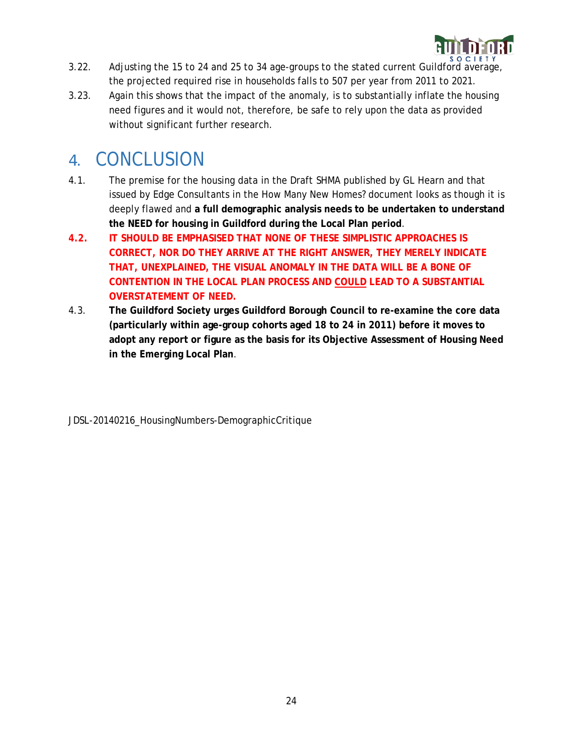3.22. Adjusting the 15 to 24 and 25 to 34 age-groups to the stated current Guildford average, the projected required rise in households falls to 507 per year from 2011 to 2021.

3.23. Again this shows that the impact of the anomaly, is to substantially inflate the housing need figures and it would not, therefore, be safe to rely upon the data as provided without significant further research.

# 4. CONCLUSION

4.1. The premise for the housing data in the Draft SHMA published by GL Hearn and that issued by Edge Consultants in the How Many New Homes? document looks as though it is deeply flawed and **a full demographic analysis needs to be undertaken to understand the NEED for housing in Guildford during the Local Plan period**.

**4.2. IT SHOULD BE EMPHASISED THAT NONE OF THESE SIMPLISTIC APPROACHES IS CORRECT, NOR DO THEY ARRIVE AT THE RIGHT ANSWER, THEY MERELY INDICATE THAT, UNEXPLAINED, THE VISUAL ANOMALY IN THE DATA WILL BE A BONE OF CONTENTION IN THE LOCAL PLAN PROCESS AND COULD LEAD TO A SUBSTANTIAL OVERSTATEMENT OF NEED.**

4.3. **The Guildford Society urges Guildford Borough Council to re-examine the core data (particularly within age-group cohorts aged 18 to 24 in 2011) before it moves to adopt any report or figure as the basis for its Objective Assessment of Housing Need in the Emerging Local Plan**.

JDSL-20140216_HousingNumbers-DemographicCritique